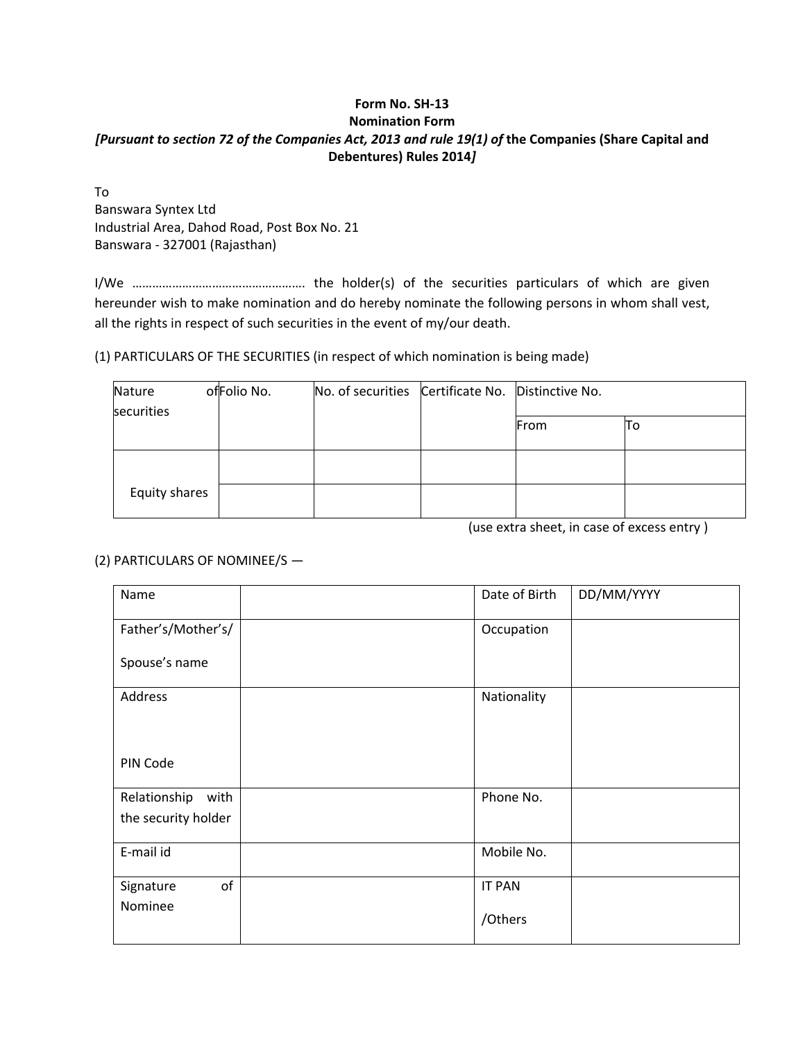**Form No. SH-13**
**Nomination Form**
***[Pursuant to section 72 of the Companies Act, 2013 and rule 19(1) of* the Companies (Share Capital and Debentures) Rules 2014*]***

To
Banswara Syntex Ltd
Industrial Area, Dahod Road, Post Box No. 21
Banswara - 327001 (Rajasthan)

I/We …………………………………………… the holder(s) of the securities particulars of which are given hereunder wish to make nomination and do hereby nominate the following persons in whom shall vest, all the rights in respect of such securities in the event of my/our death.

(1) PARTICULARS OF THE SECURITIES (in respect of which nomination is being made)

| Nature of securities | Folio No. | No. of securities | Certificate No. | Distinctive No. | |
|---|---|---|---|---|---|
| | | | | From | To |
| Equity shares | | | | | |
| | | | | | |

(use extra sheet, in case of excess entry )

(2) PARTICULARS OF NOMINEE/S —

| Name | | Date of Birth | DD/MM/YYYY |
|---|---|---|---|
| Father's/Mother's/ Spouse's name | | Occupation | |
| Address <br> PIN Code | | Nationality | |
| Relationship with the security holder | | Phone No. | |
| E-mail id | | Mobile No. | |
| Signature of Nominee | | IT PAN /Others | |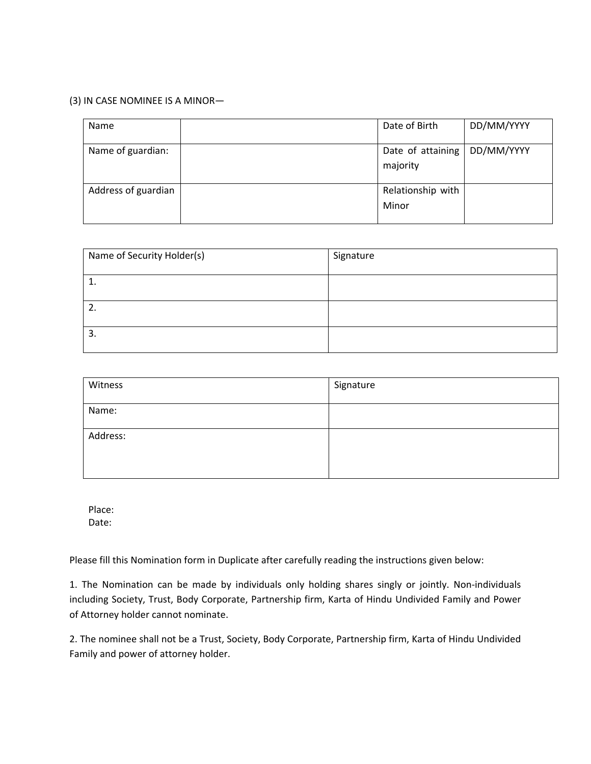(3) IN CASE NOMINEE IS A MINOR—

| Name | | Date of Birth | DD/MM/YYYY |
|---|---|---|---|
| Name of guardian: | | Date of attaining majority | DD/MM/YYYY |
| Address of guardian | | Relationship with Minor | |

| Name of Security Holder(s) | Signature |
|---|---|
| 1. | |
| 2. | |
| 3. | |

| Witness | Signature |
|---|---|
| Name: | |
| Address: | |

Place:
Date:

Please fill this Nomination form in Duplicate after carefully reading the instructions given below:

1. The Nomination can be made by individuals only holding shares singly or jointly. Non-individuals including Society, Trust, Body Corporate, Partnership firm, Karta of Hindu Undivided Family and Power of Attorney holder cannot nominate.

2. The nominee shall not be a Trust, Society, Body Corporate, Partnership firm, Karta of Hindu Undivided Family and power of attorney holder.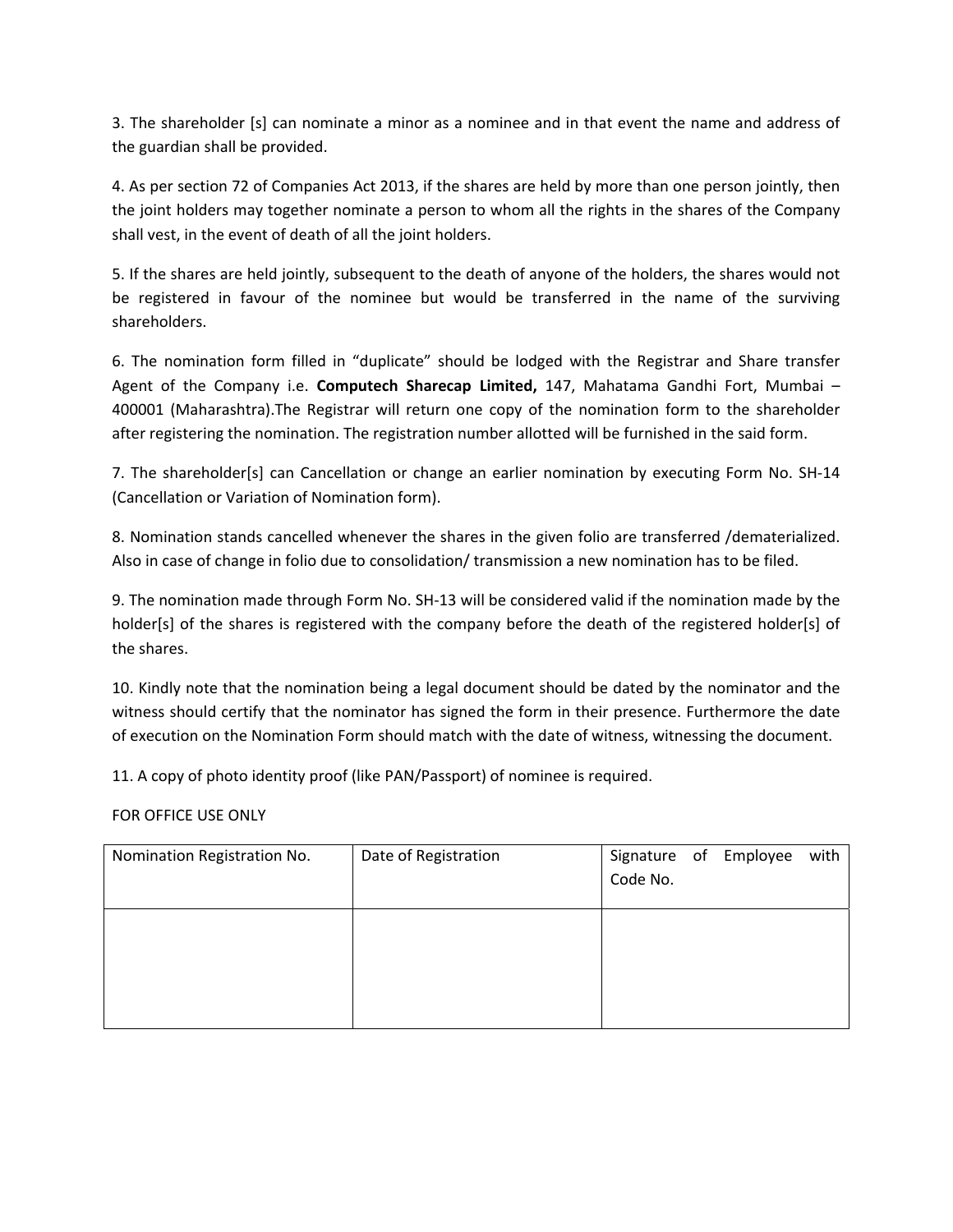3. The shareholder [s] can nominate a minor as a nominee and in that event the name and address of the guardian shall be provided.

4. As per section 72 of Companies Act 2013, if the shares are held by more than one person jointly, then the joint holders may together nominate a person to whom all the rights in the shares of the Company shall vest, in the event of death of all the joint holders.

5. If the shares are held jointly, subsequent to the death of anyone of the holders, the shares would not be registered in favour of the nominee but would be transferred in the name of the surviving shareholders.

6. The nomination form filled in "duplicate" should be lodged with the Registrar and Share transfer Agent of the Company i.e. **Computech Sharecap Limited,** 147, Mahatama Gandhi Fort, Mumbai – 400001 (Maharashtra).The Registrar will return one copy of the nomination form to the shareholder after registering the nomination. The registration number allotted will be furnished in the said form.

7. The shareholder[s] can Cancellation or change an earlier nomination by executing Form No. SH-14 (Cancellation or Variation of Nomination form).

8. Nomination stands cancelled whenever the shares in the given folio are transferred /dematerialized. Also in case of change in folio due to consolidation/ transmission a new nomination has to be filed.

9. The nomination made through Form No. SH-13 will be considered valid if the nomination made by the holder[s] of the shares is registered with the company before the death of the registered holder[s] of the shares.

10. Kindly note that the nomination being a legal document should be dated by the nominator and the witness should certify that the nominator has signed the form in their presence. Furthermore the date of execution on the Nomination Form should match with the date of witness, witnessing the document.

11. A copy of photo identity proof (like PAN/Passport) of nominee is required.

FOR OFFICE USE ONLY

| Nomination Registration No. | Date of Registration | Signature of Employee with Code No. |
|---|---|---|
| | | |